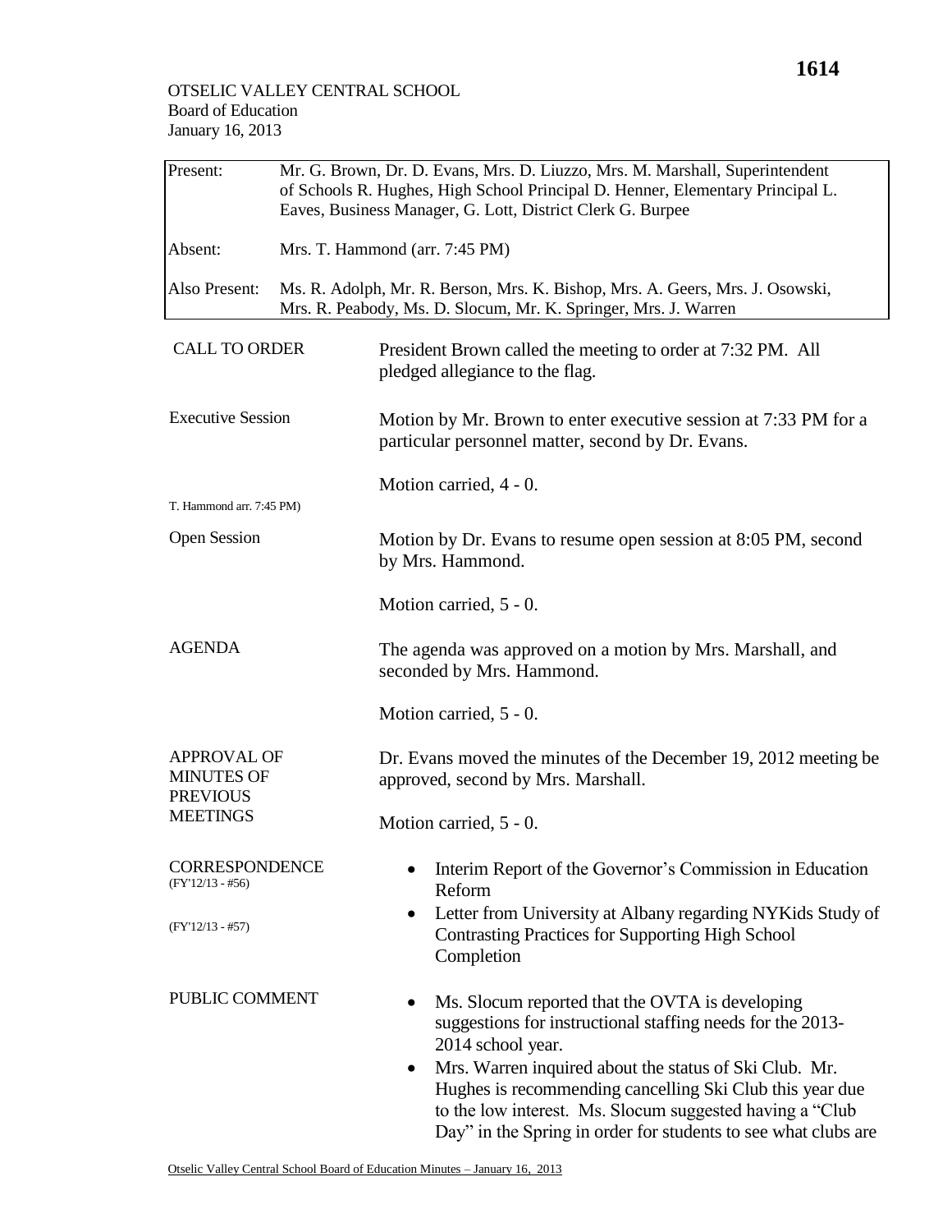OTSELIC VALLEY CENTRAL SCHOOL
Board of Education
January 16, 2013

| Present: | Mr. G. Brown, Dr. D. Evans, Mrs. D. Liuzzo, Mrs. M. Marshall, Superintendent of Schools R. Hughes, High School Principal D. Henner, Elementary Principal L. Eaves, Business Manager, G. Lott, District Clerk G. Burpee |
|---|---|
| Absent: | Mrs. T. Hammond (arr. 7:45 PM) |
| Also Present: | Ms. R. Adolph, Mr. R. Berson, Mrs. K. Bishop, Mrs. A. Geers, Mrs. J. Osowski, Mrs. R. Peabody, Ms. D. Slocum, Mr. K. Springer, Mrs. J. Warren |

**CALL TO ORDER**

President Brown called the meeting to order at 7:32 PM. All pledged allegiance to the flag.

**Executive Session**

Motion by Mr. Brown to enter executive session at 7:33 PM for a particular personnel matter, second by Dr. Evans.

Motion carried, 4 - 0.

T. Hammond arr. 7:45 PM)

**Open Session**

Motion by Dr. Evans to resume open session at 8:05 PM, second by Mrs. Hammond.

Motion carried, 5 - 0.

**AGENDA**

The agenda was approved on a motion by Mrs. Marshall, and seconded by Mrs. Hammond.

Motion carried, 5 - 0.

**APPROVAL OF MINUTES OF PREVIOUS MEETINGS**

Dr. Evans moved the minutes of the December 19, 2012 meeting be approved, second by Mrs. Marshall.

Motion carried, 5 - 0.

**CORRESPONDENCE**

(FY'12/13 - #56)
- Interim Report of the Governor's Commission in Education Reform

(FY'12/13 - #57)
- Letter from University at Albany regarding NYKids Study of Contrasting Practices for Supporting High School Completion

**PUBLIC COMMENT**

- Ms. Slocum reported that the OVTA is developing suggestions for instructional staffing needs for the 2013-2014 school year.
- Mrs. Warren inquired about the status of Ski Club. Mr. Hughes is recommending cancelling Ski Club this year due to the low interest. Ms. Slocum suggested having a "Club Day" in the Spring in order for students to see what clubs are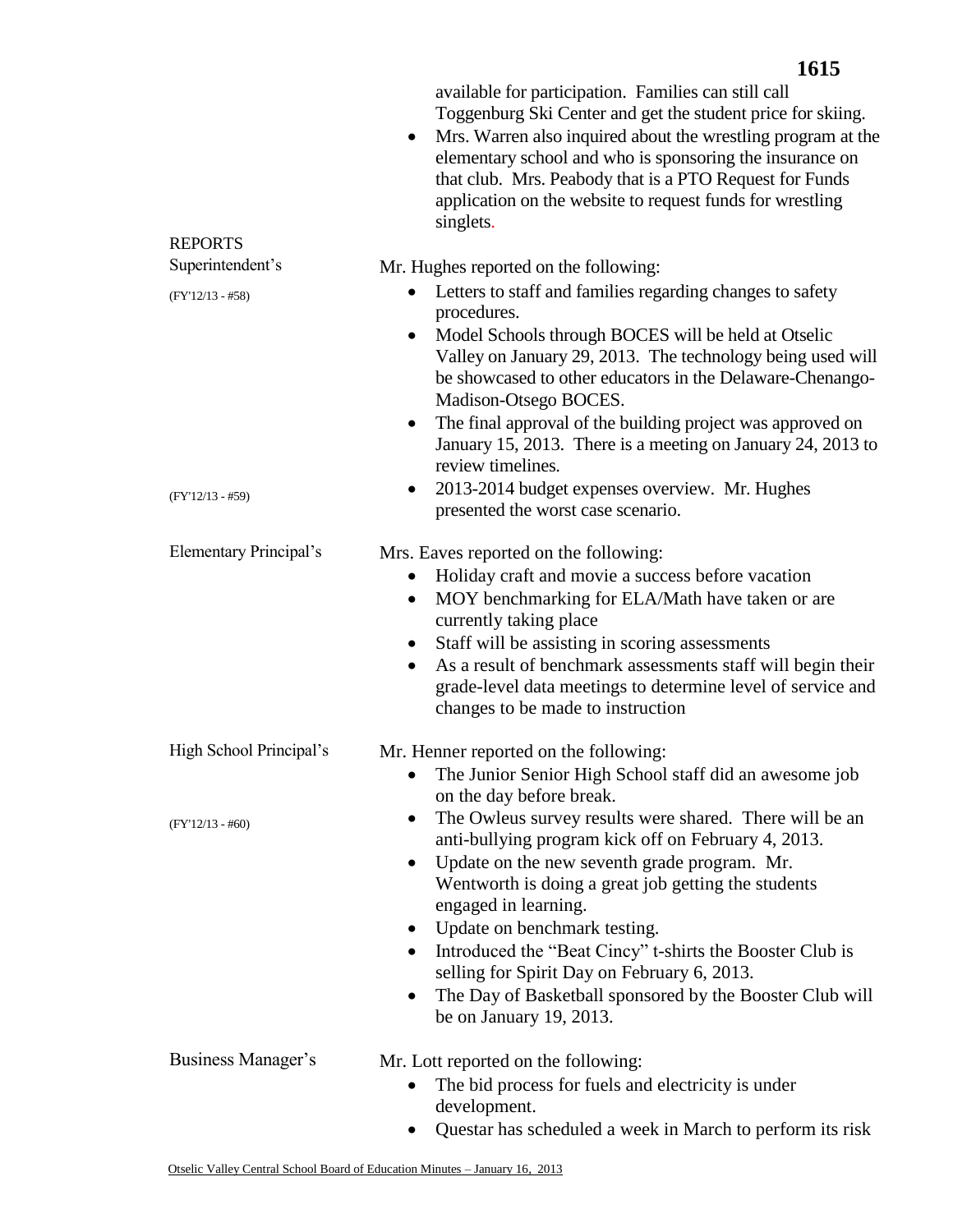available for participation. Families can still call Toggenburg Ski Center and get the student price for skiing.

- Mrs. Warren also inquired about the wrestling program at the elementary school and who is sponsoring the insurance on that club. Mrs. Peabody that is a PTO Request for Funds application on the website to request funds for wrestling singlets.

## REPORTS

### Superintendent's

Mr. Hughes reported on the following:

(FY'12/13 - #58)

- Letters to staff and families regarding changes to safety procedures.
- Model Schools through BOCES will be held at Otselic Valley on January 29, 2013. The technology being used will be showcased to other educators in the Delaware-Chenango-Madison-Otsego BOCES.
- The final approval of the building project was approved on January 15, 2013. There is a meeting on January 24, 2013 to review timelines.

(FY'12/13 - #59)

- 2013-2014 budget expenses overview. Mr. Hughes presented the worst case scenario.

### Elementary Principal's

Mrs. Eaves reported on the following:

- Holiday craft and movie a success before vacation
- MOY benchmarking for ELA/Math have taken or are currently taking place
- Staff will be assisting in scoring assessments
- As a result of benchmark assessments staff will begin their grade-level data meetings to determine level of service and changes to be made to instruction

### High School Principal's

Mr. Henner reported on the following:

- The Junior Senior High School staff did an awesome job on the day before break.

(FY'12/13 - #60)

- The Owleus survey results were shared. There will be an anti-bullying program kick off on February 4, 2013.
- Update on the new seventh grade program. Mr. Wentworth is doing a great job getting the students engaged in learning.
- Update on benchmark testing.
- Introduced the "Beat Cincy" t-shirts the Booster Club is selling for Spirit Day on February 6, 2013.
- The Day of Basketball sponsored by the Booster Club will be on January 19, 2013.

### Business Manager's

Mr. Lott reported on the following:

- The bid process for fuels and electricity is under development.
- Questar has scheduled a week in March to perform its risk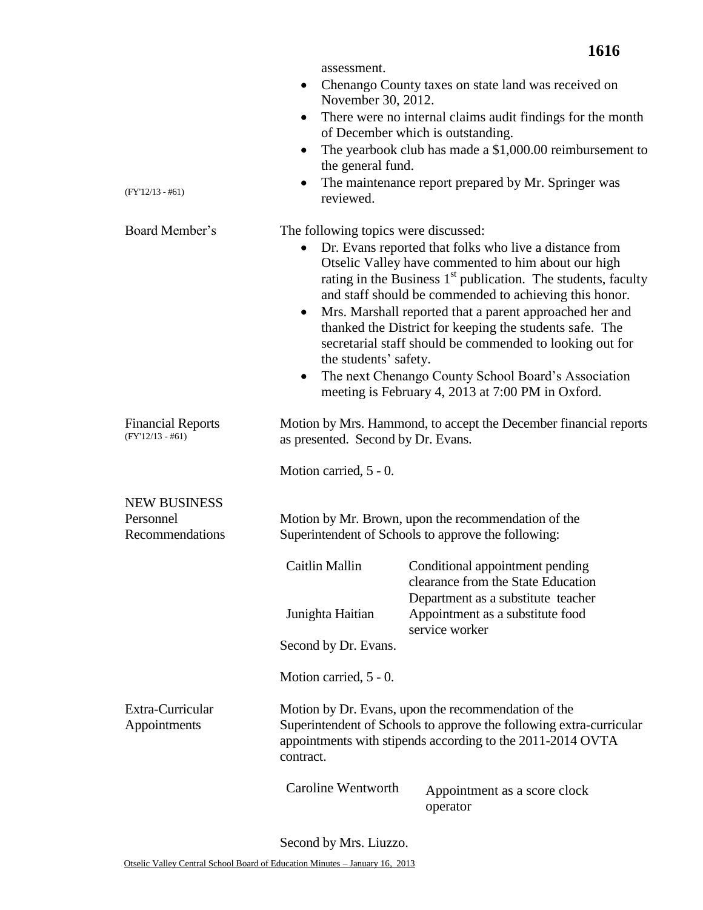assessment.

- Chenango County taxes on state land was received on November 30, 2012.
- There were no internal claims audit findings for the month of December which is outstanding.
- The yearbook club has made a $1,000.00 reimbursement to the general fund.
- The maintenance report prepared by Mr. Springer was reviewed.

(FY'12/13 - #61)

**Board Member's**

The following topics were discussed:

- Dr. Evans reported that folks who live a distance from Otselic Valley have commented to him about our high rating in the Business 1st publication. The students, faculty and staff should be commended to achieving this honor.
- Mrs. Marshall reported that a parent approached her and thanked the District for keeping the students safe. The secretarial staff should be commended to looking out for the students' safety.
- The next Chenango County School Board's Association meeting is February 4, 2013 at 7:00 PM in Oxford.

**Financial Reports** (FY'12/13 - #61)

Motion by Mrs. Hammond, to accept the December financial reports as presented. Second by Dr. Evans.

Motion carried, 5 - 0.

## NEW BUSINESS

**Personnel Recommendations**

Motion by Mr. Brown, upon the recommendation of the Superintendent of Schools to approve the following:

| | |
|---|---|
| Caitlin Mallin | Conditional appointment pending clearance from the State Education Department as a substitute teacher |
| Junighta Haitian | Appointment as a substitute food service worker |

Second by Dr. Evans.

Motion carried, 5 - 0.

**Extra-Curricular Appointments**

Motion by Dr. Evans, upon the recommendation of the Superintendent of Schools to approve the following extra-curricular appointments with stipends according to the 2011-2014 OVTA contract.

| | |
|---|---|
| Caroline Wentworth | Appointment as a score clock operator |

Second by Mrs. Liuzzo.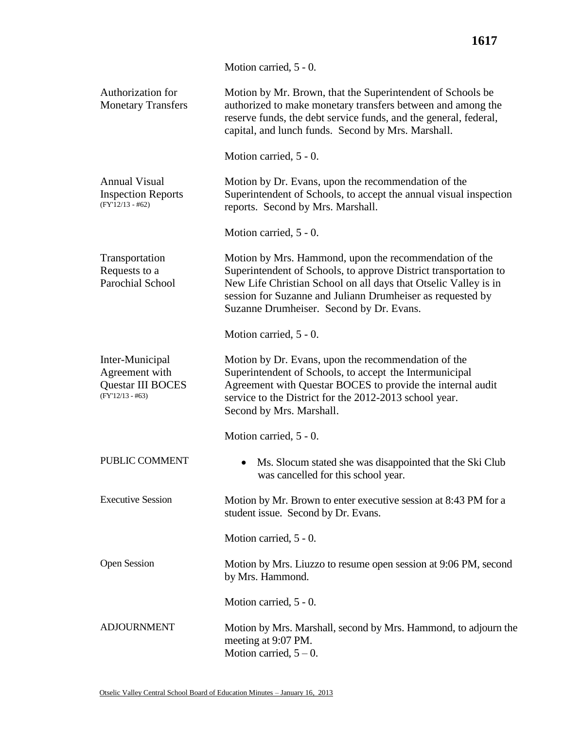Motion carried, 5 - 0.

| | |
|---|---|
| Authorization for Monetary Transfers | Motion by Mr. Brown, that the Superintendent of Schools be authorized to make monetary transfers between and among the reserve funds, the debt service funds, and the general, federal, capital, and lunch funds. Second by Mrs. Marshall.<br><br>Motion carried, 5 - 0. |
| Annual Visual Inspection Reports (FY'12/13 - #62) | Motion by Dr. Evans, upon the recommendation of the Superintendent of Schools, to accept the annual visual inspection reports. Second by Mrs. Marshall.<br><br>Motion carried, 5 - 0. |
| Transportation Requests to a Parochial School | Motion by Mrs. Hammond, upon the recommendation of the Superintendent of Schools, to approve District transportation to New Life Christian School on all days that Otselic Valley is in session for Suzanne and Juliann Drumheiser as requested by Suzanne Drumheiser. Second by Dr. Evans.<br><br>Motion carried, 5 - 0. |
| Inter-Municipal Agreement with Questar III BOCES (FY'12/13 - #63) | Motion by Dr. Evans, upon the recommendation of the Superintendent of Schools, to accept the Intermunicipal Agreement with Questar BOCES to provide the internal audit service to the District for the 2012-2013 school year. Second by Mrs. Marshall.<br><br>Motion carried, 5 - 0. |
| PUBLIC COMMENT | • Ms. Slocum stated she was disappointed that the Ski Club was cancelled for this school year. |
| Executive Session | Motion by Mr. Brown to enter executive session at 8:43 PM for a student issue. Second by Dr. Evans.<br><br>Motion carried, 5 - 0. |
| Open Session | Motion by Mrs. Liuzzo to resume open session at 9:06 PM, second by Mrs. Hammond.<br><br>Motion carried, 5 - 0. |
| ADJOURNMENT | Motion by Mrs. Marshall, second by Mrs. Hammond, to adjourn the meeting at 9:07 PM.<br>Motion carried, 5 – 0. |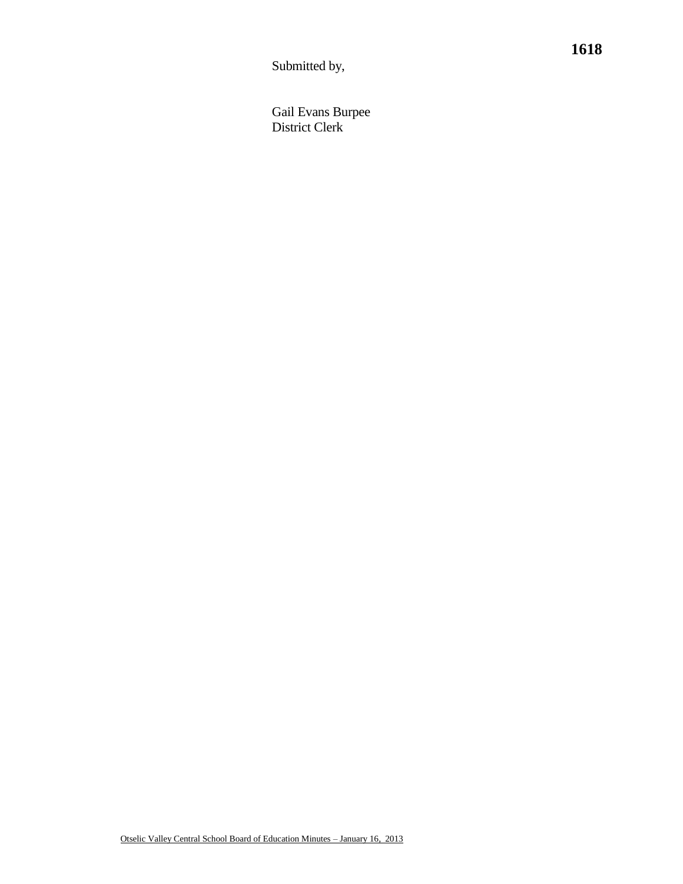Submitted by,

Gail Evans Burpee
District Clerk